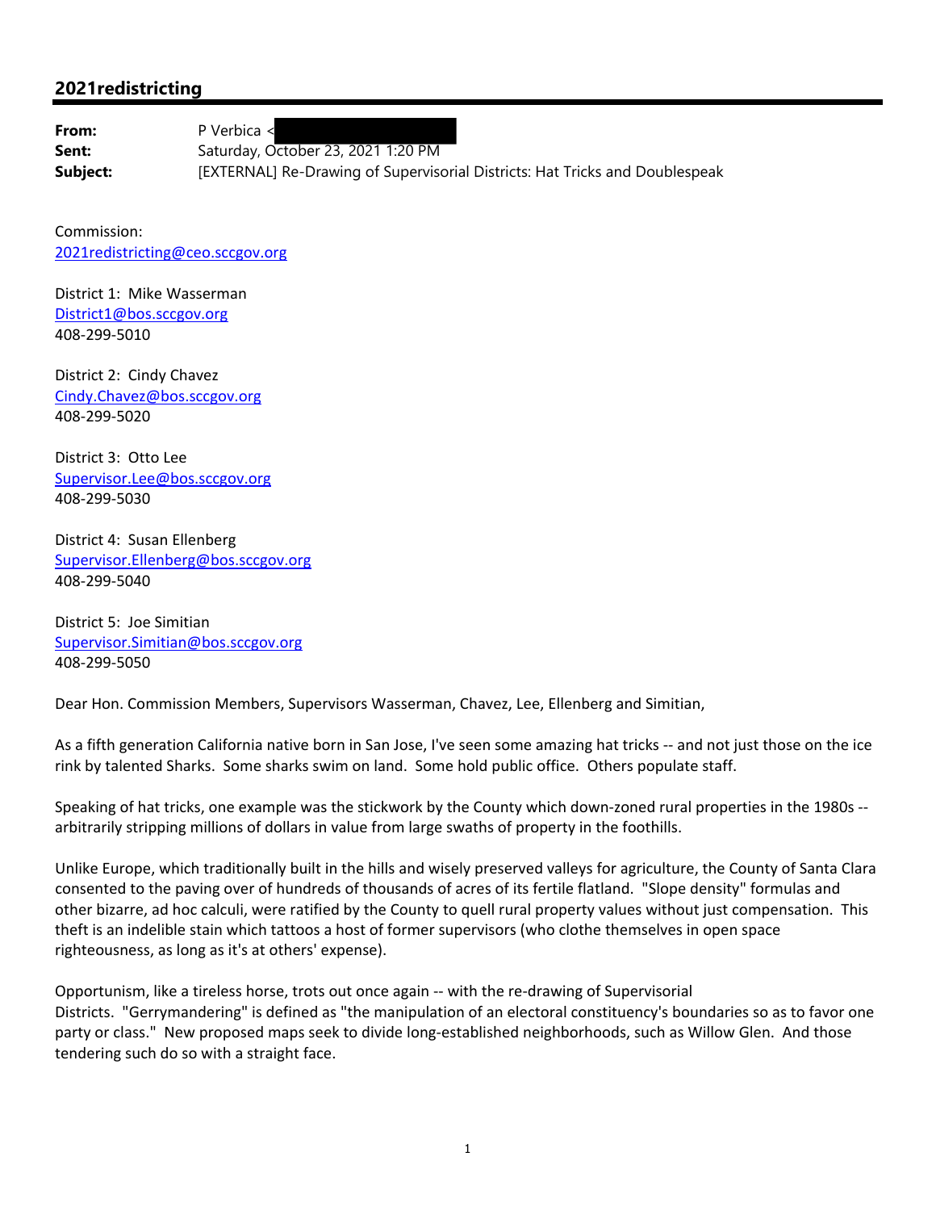## 2021redistricting

**From:** P Verbica <
**Sent:** Saturday, October 23, 2021 1:20 PM
**Subject:** [EXTERNAL] Re-Drawing of Supervisorial Districts: Hat Tricks and Doublespeak

Commission:
2021redistricting@ceo.sccgov.org

District 1: Mike Wasserman
District1@bos.sccgov.org
408-299-5010

District 2: Cindy Chavez
Cindy.Chavez@bos.sccgov.org
408-299-5020

District 3: Otto Lee
Supervisor.Lee@bos.sccgov.org
408-299-5030

District 4: Susan Ellenberg
Supervisor.Ellenberg@bos.sccgov.org
408-299-5040

District 5: Joe Simitian
Supervisor.Simitian@bos.sccgov.org
408-299-5050

Dear Hon. Commission Members, Supervisors Wasserman, Chavez, Lee, Ellenberg and Simitian,

As a fifth generation California native born in San Jose, I've seen some amazing hat tricks -- and not just those on the ice rink by talented Sharks. Some sharks swim on land. Some hold public office. Others populate staff.

Speaking of hat tricks, one example was the stickwork by the County which down-zoned rural properties in the 1980s -- arbitrarily stripping millions of dollars in value from large swaths of property in the foothills.

Unlike Europe, which traditionally built in the hills and wisely preserved valleys for agriculture, the County of Santa Clara consented to the paving over of hundreds of thousands of acres of its fertile flatland. "Slope density" formulas and other bizarre, ad hoc calculi, were ratified by the County to quell rural property values without just compensation. This theft is an indelible stain which tattoos a host of former supervisors (who clothe themselves in open space righteousness, as long as it's at others' expense).

Opportunism, like a tireless horse, trots out once again -- with the re-drawing of Supervisorial Districts. "Gerrymandering" is defined as "the manipulation of an electoral constituency's boundaries so as to favor one party or class." New proposed maps seek to divide long-established neighborhoods, such as Willow Glen. And those tendering such do so with a straight face.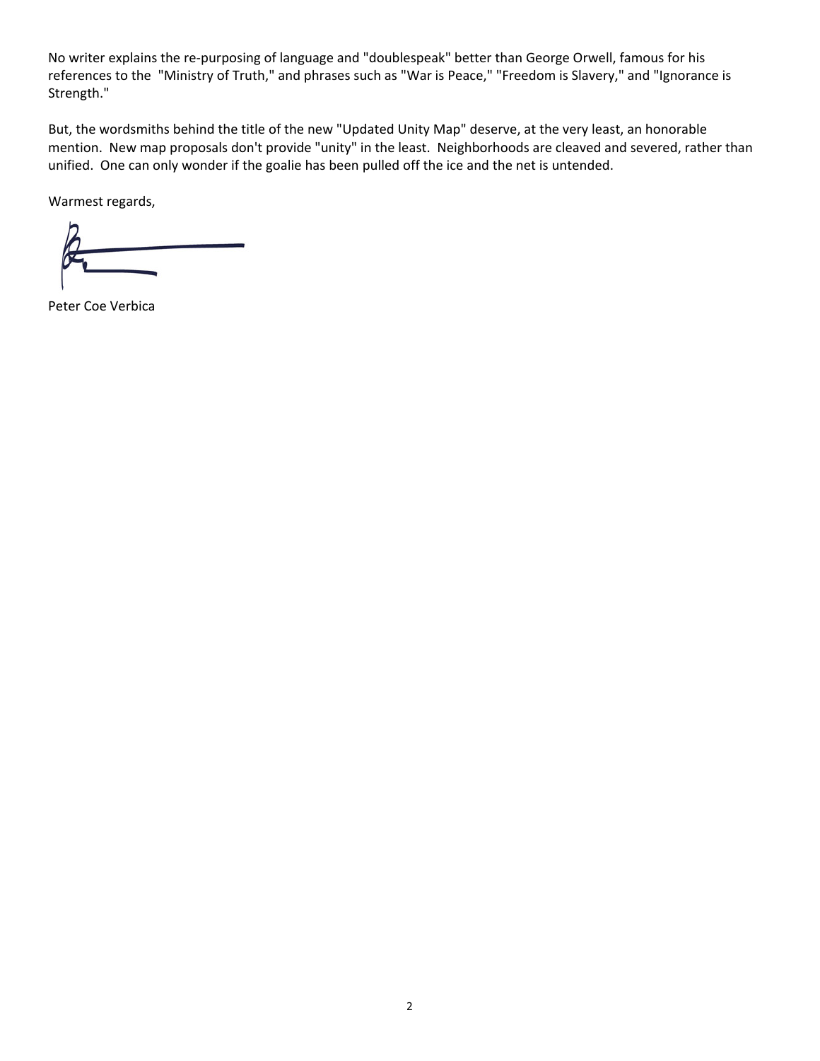No writer explains the re-purposing of language and "doublespeak" better than George Orwell, famous for his references to the "Ministry of Truth," and phrases such as "War is Peace," "Freedom is Slavery," and "Ignorance is Strength."

But, the wordsmiths behind the title of the new "Updated Unity Map" deserve, at the very least, an honorable mention. New map proposals don't provide "unity" in the least. Neighborhoods are cleaved and severed, rather than unified. One can only wonder if the goalie has been pulled off the ice and the net is untended.

Warmest regards,

Peter Coe Verbica